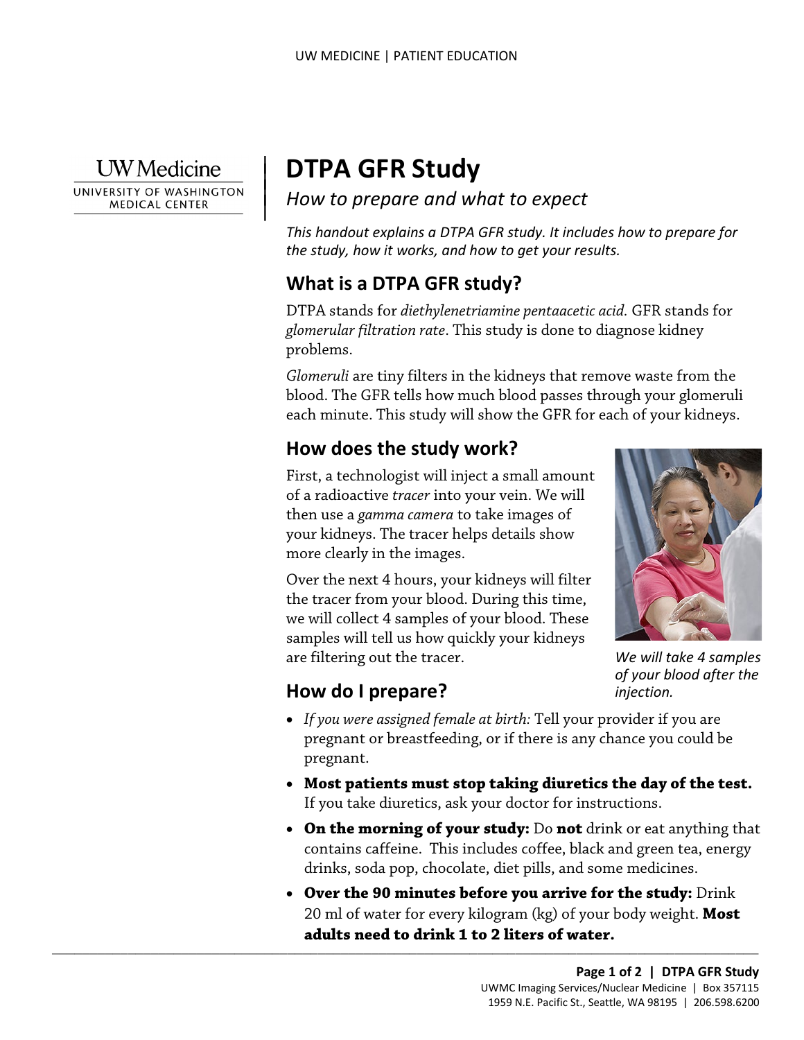UW Medicine
UNIVERSITY OF WASHINGTON MEDICAL CENTER

# DTPA GFR Study

*How to prepare and what to expect*

*This handout explains a DTPA GFR study. It includes how to prepare for the study, how it works, and how to get your results.*

## What is a DTPA GFR study?

DTPA stands for *diethylenetriamine pentaacetic acid.* GFR stands for *glomerular filtration rate*. This study is done to diagnose kidney problems.

*Glomeruli* are tiny filters in the kidneys that remove waste from the blood. The GFR tells how much blood passes through your glomeruli each minute. This study will show the GFR for each of your kidneys.

## How does the study work?

First, a technologist will inject a small amount of a radioactive *tracer* into your vein. We will then use a *gamma camera* to take images of your kidneys. The tracer helps details show more clearly in the images.

Over the next 4 hours, your kidneys will filter the tracer from your blood. During this time, we will collect 4 samples of your blood. These samples will tell us how quickly your kidneys are filtering out the tracer.

*We will take 4 samples of your blood after the injection.*

## How do I prepare?

- *If you were assigned female at birth:* Tell your provider if you are pregnant or breastfeeding, or if there is any chance you could be pregnant.
- **Most patients must stop taking diuretics the day of the test.** If you take diuretics, ask your doctor for instructions.
- **On the morning of your study:** Do **not** drink or eat anything that contains caffeine. This includes coffee, black and green tea, energy drinks, soda pop, chocolate, diet pills, and some medicines.
- **Over the 90 minutes before you arrive for the study:** Drink 20 ml of water for every kilogram (kg) of your body weight. **Most adults need to drink 1 to 2 liters of water.**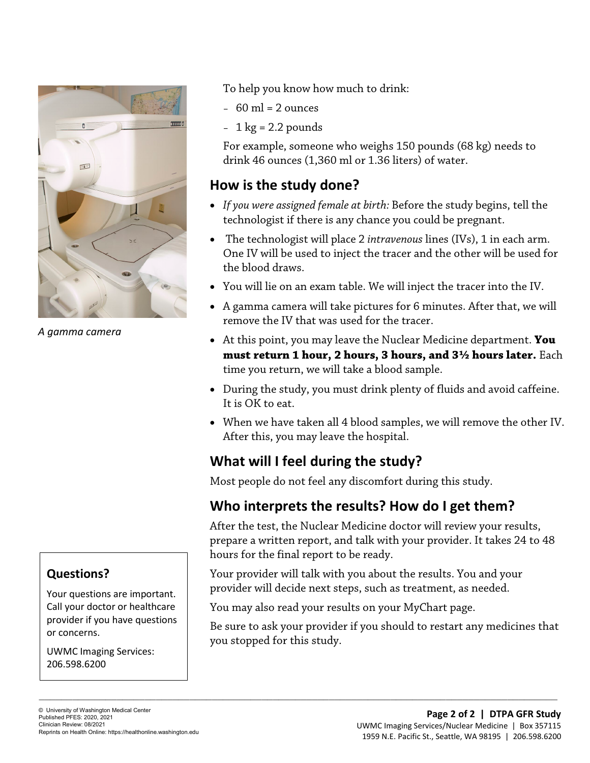A gamma camera

To help you know how much to drink:

- 60 ml = 2 ounces
- 1 kg = 2.2 pounds

For example, someone who weighs 150 pounds (68 kg) needs to drink 46 ounces (1,360 ml or 1.36 liters) of water.

## How is the study done?

- *If you were assigned female at birth:* Before the study begins, tell the technologist if there is any chance you could be pregnant.
- The technologist will place 2 *intravenous* lines (IVs), 1 in each arm. One IV will be used to inject the tracer and the other will be used for the blood draws.
- You will lie on an exam table. We will inject the tracer into the IV.
- A gamma camera will take pictures for 6 minutes. After that, we will remove the IV that was used for the tracer.
- At this point, you may leave the Nuclear Medicine department. **You must return 1 hour, 2 hours, 3 hours, and 3½ hours later.** Each time you return, we will take a blood sample.
- During the study, you must drink plenty of fluids and avoid caffeine. It is OK to eat.
- When we have taken all 4 blood samples, we will remove the other IV. After this, you may leave the hospital.

## What will I feel during the study?

Most people do not feel any discomfort during this study.

## Who interprets the results? How do I get them?

After the test, the Nuclear Medicine doctor will review your results, prepare a written report, and talk with your provider. It takes 24 to 48 hours for the final report to be ready.

Your provider will talk with you about the results. You and your provider will decide next steps, such as treatment, as needed.

You may also read your results on your MyChart page.

Be sure to ask your provider if you should restart any medicines that you stopped for this study.

### Questions?

Your questions are important. Call your doctor or healthcare provider if you have questions or concerns.

UWMC Imaging Services: 206.598.6200

© University of Washington Medical Center
Published PFES: 2020, 2021
Clinician Review: 08/2021
Reprints on Health Online: https://healthonline.washington.edu

**DTPA GFR Study**
UWMC Imaging Services/Nuclear Medicine | Box 357115
1959 N.E. Pacific St., Seattle, WA 98195 | 206.598.6200